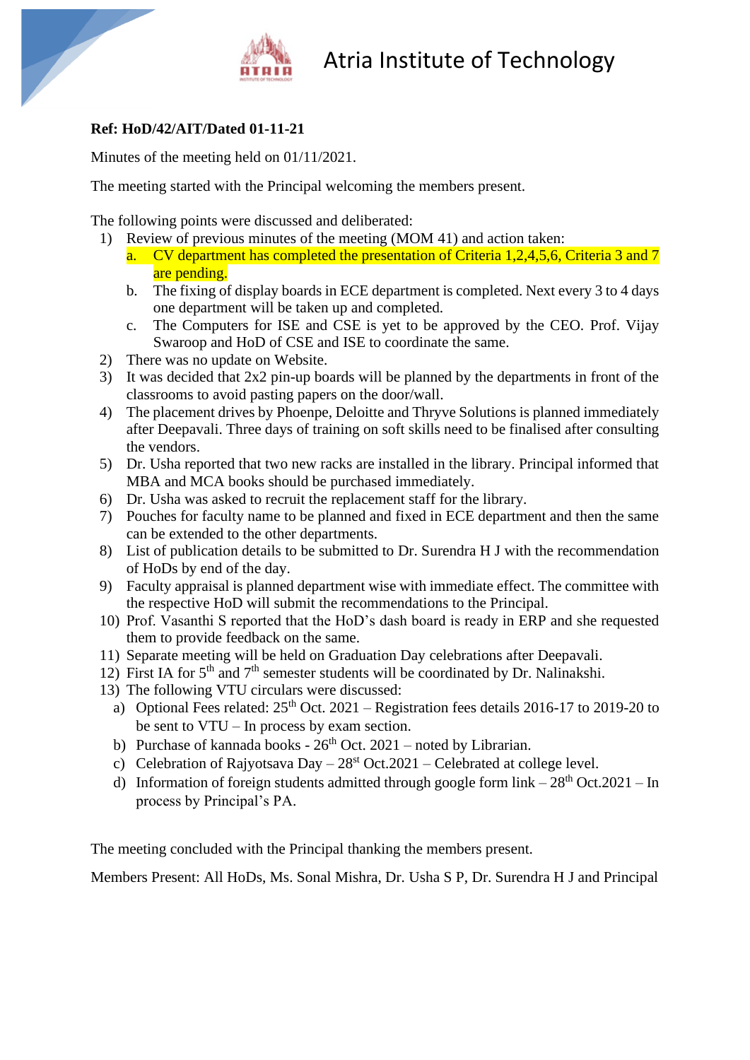# Atria Institute of Technology

**Ref: HoD/42/AIT/Dated 01-11-21**

Minutes of the meeting held on 01/11/2021.

The meeting started with the Principal welcoming the members present.

The following points were discussed and deliberated:

1) Review of previous minutes of the meeting (MOM 41) and action taken:
   a. CV department has completed the presentation of Criteria 1,2,4,5,6, Criteria 3 and 7 are pending.
   b. The fixing of display boards in ECE department is completed. Next every 3 to 4 days one department will be taken up and completed.
   c. The Computers for ISE and CSE is yet to be approved by the CEO. Prof. Vijay Swaroop and HoD of CSE and ISE to coordinate the same.
2) There was no update on Website.
3) It was decided that 2x2 pin-up boards will be planned by the departments in front of the classrooms to avoid pasting papers on the door/wall.
4) The placement drives by Phoenpe, Deloitte and Thryve Solutions is planned immediately after Deepavali. Three days of training on soft skills need to be finalised after consulting the vendors.
5) Dr. Usha reported that two new racks are installed in the library. Principal informed that MBA and MCA books should be purchased immediately.
6) Dr. Usha was asked to recruit the replacement staff for the library.
7) Pouches for faculty name to be planned and fixed in ECE department and then the same can be extended to the other departments.
8) List of publication details to be submitted to Dr. Surendra H J with the recommendation of HoDs by end of the day.
9) Faculty appraisal is planned department wise with immediate effect. The committee with the respective HoD will submit the recommendations to the Principal.
10) Prof. Vasanthi S reported that the HoD's dash board is ready in ERP and she requested them to provide feedback on the same.
11) Separate meeting will be held on Graduation Day celebrations after Deepavali.
12) First IA for 5th and 7th semester students will be coordinated by Dr. Nalinakshi.
13) The following VTU circulars were discussed:
    a) Optional Fees related: 25th Oct. 2021 – Registration fees details 2016-17 to 2019-20 to be sent to VTU – In process by exam section.
    b) Purchase of kannada books - 26th Oct. 2021 – noted by Librarian.
    c) Celebration of Rajyotsava Day – 28st Oct.2021 – Celebrated at college level.
    d) Information of foreign students admitted through google form link – 28th Oct.2021 – In process by Principal's PA.

The meeting concluded with the Principal thanking the members present.

Members Present: All HoDs, Ms. Sonal Mishra, Dr. Usha S P, Dr. Surendra H J and Principal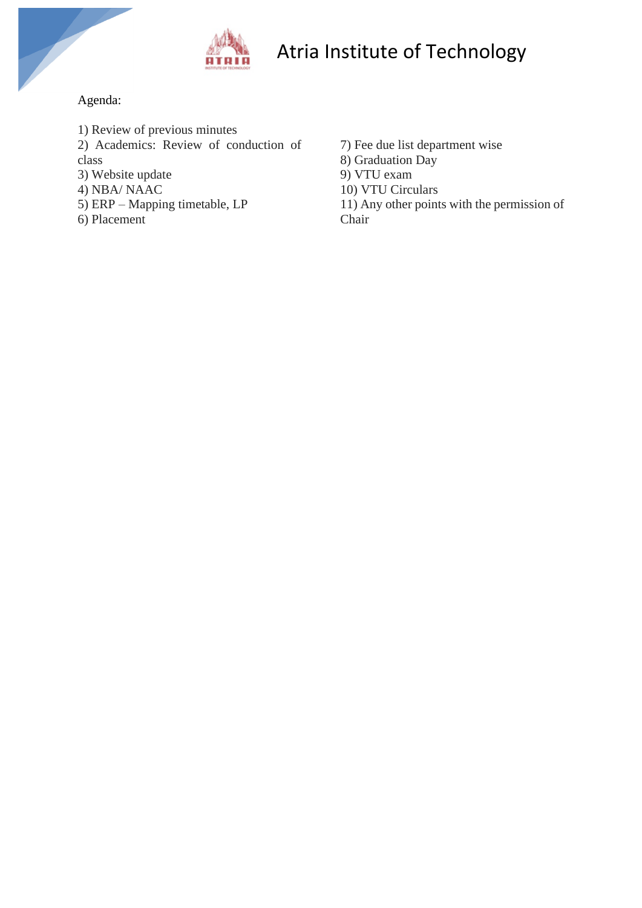Agenda:

1) Review of previous minutes
2) Academics: Review of conduction of class
3) Website update
4) NBA/ NAAC
5) ERP – Mapping timetable, LP
6) Placement
7) Fee due list department wise
8) Graduation Day
9) VTU exam
10) VTU Circulars
11) Any other points with the permission of Chair